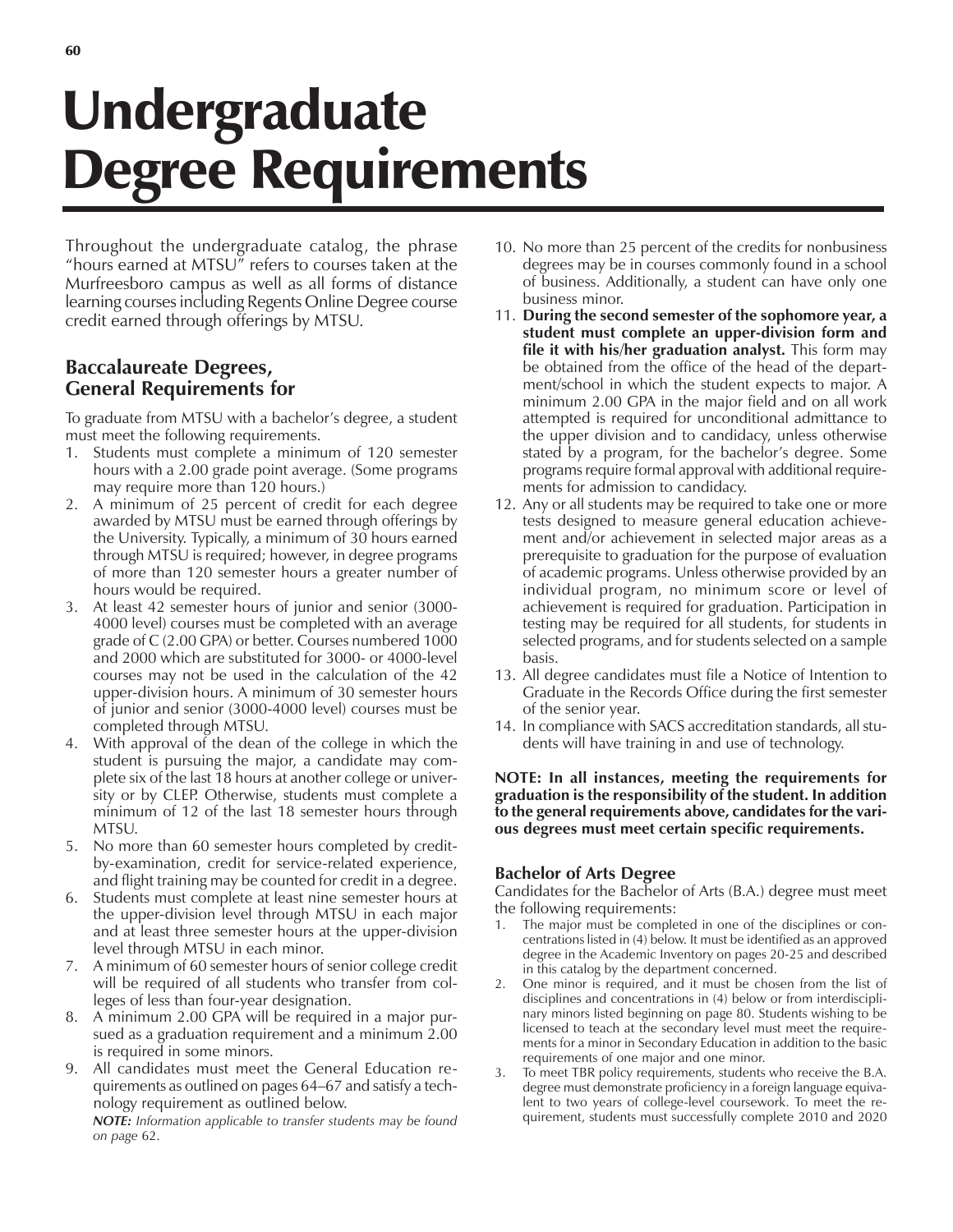# Undergraduate Degree Requirements

Throughout the undergraduate catalog, the phrase "hours earned at MTSU" refers to courses taken at the Murfreesboro campus as well as all forms of distance learning courses including Regents Online Degree course credit earned through offerings by MTSU.

## Baccalaureate Degrees, General Requirements for

To graduate from MTSU with a bachelor's degree, a student must meet the following requirements.

1. Students must complete a minimum of 120 semester hours with a 2.00 grade point average. (Some programs may require more than 120 hours.)
2. A minimum of 25 percent of credit for each degree awarded by MTSU must be earned through offerings by the University. Typically, a minimum of 30 hours earned through MTSU is required; however, in degree programs of more than 120 semester hours a greater number of hours would be required.
3. At least 42 semester hours of junior and senior (3000-4000 level) courses must be completed with an average grade of C (2.00 GPA) or better. Courses numbered 1000 and 2000 which are substituted for 3000- or 4000-level courses may not be used in the calculation of the 42 upper-division hours. A minimum of 30 semester hours of junior and senior (3000-4000 level) courses must be completed through MTSU.
4. With approval of the dean of the college in which the student is pursuing the major, a candidate may complete six of the last 18 hours at another college or university or by CLEP. Otherwise, students must complete a minimum of 12 of the last 18 semester hours through MTSU.
5. No more than 60 semester hours completed by credit-by-examination, credit for service-related experience, and flight training may be counted for credit in a degree.
6. Students must complete at least nine semester hours at the upper-division level through MTSU in each major and at least three semester hours at the upper-division level through MTSU in each minor.
7. A minimum of 60 semester hours of senior college credit will be required of all students who transfer from colleges of less than four-year designation.
8. A minimum 2.00 GPA will be required in a major pursued as a graduation requirement and a minimum 2.00 is required in some minors.
9. All candidates must meet the General Education requirements as outlined on pages 64–67 and satisfy a technology requirement as outlined below.

   ***NOTE:*** *Information applicable to transfer students may be found on page 62.*
10. No more than 25 percent of the credits for nonbusiness degrees may be in courses commonly found in a school of business. Additionally, a student can have only one business minor.
11. **During the second semester of the sophomore year, a student must complete an upper-division form and file it with his/her graduation analyst.** This form may be obtained from the office of the head of the department/school in which the student expects to major. A minimum 2.00 GPA in the major field and on all work attempted is required for unconditional admittance to the upper division and to candidacy, unless otherwise stated by a program, for the bachelor's degree. Some programs require formal approval with additional requirements for admission to candidacy.
12. Any or all students may be required to take one or more tests designed to measure general education achievement and/or achievement in selected major areas as a prerequisite to graduation for the purpose of evaluation of academic programs. Unless otherwise provided by an individual program, no minimum score or level of achievement is required for graduation. Participation in testing may be required for all students, for students in selected programs, and for students selected on a sample basis.
13. All degree candidates must file a Notice of Intention to Graduate in the Records Office during the first semester of the senior year.
14. In compliance with SACS accreditation standards, all students will have training in and use of technology.

**NOTE: In all instances, meeting the requirements for graduation is the responsibility of the student. In addition to the general requirements above, candidates for the various degrees must meet certain specific requirements.**

### Bachelor of Arts Degree

Candidates for the Bachelor of Arts (B.A.) degree must meet the following requirements:

1. The major must be completed in one of the disciplines or concentrations listed in (4) below. It must be identified as an approved degree in the Academic Inventory on pages 20-25 and described in this catalog by the department concerned.
2. One minor is required, and it must be chosen from the list of disciplines and concentrations in (4) below or from interdisciplinary minors listed beginning on page 80. Students wishing to be licensed to teach at the secondary level must meet the requirements for a minor in Secondary Education in addition to the basic requirements of one major and one minor.
3. To meet TBR policy requirements, students who receive the B.A. degree must demonstrate proficiency in a foreign language equivalent to two years of college-level coursework. To meet the requirement, students must successfully complete 2010 and 2020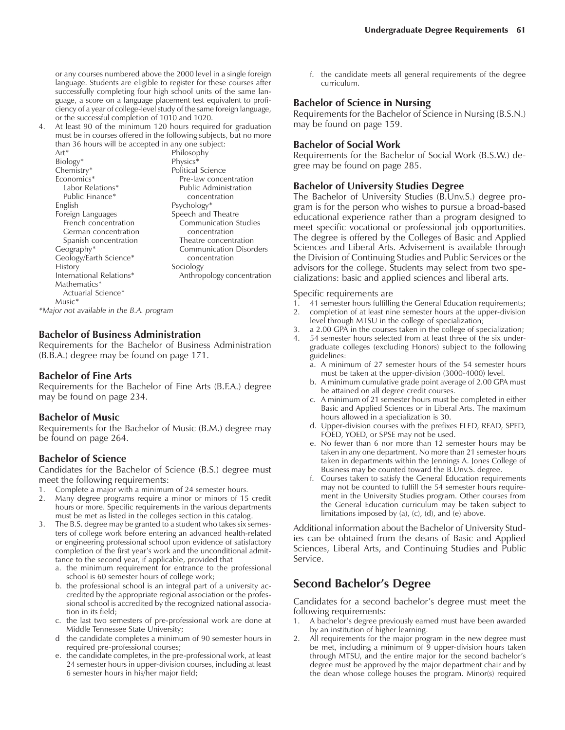or any courses numbered above the 2000 level in a single foreign language. Students are eligible to register for these courses after successfully completing four high school units of the same language, a score on a language placement test equivalent to proficiency of a year of college-level study of the same foreign language, or the successful completion of 1010 and 1020.

4. At least 90 of the minimum 120 hours required for graduation must be in courses offered in the following subjects, but no more than 36 hours will be accepted in any one subject:

   - Art*
   - Biology*
   - Chemistry*
   - Economics*
     - Labor Relations*
     - Public Finance*
   - English
   - Foreign Languages
     - French concentration
     - German concentration
     - Spanish concentration
   - Geography*
   - Geology/Earth Science*
   - History
   - International Relations*
   - Mathematics*
     - Actuarial Science*
   - Music*
   - Philosophy
   - Physics*
   - Political Science
     - Pre-law concentration
     - Public Administration concentration
   - Psychology*
   - Speech and Theatre
     - Communication Studies concentration
     - Theatre concentration
     - Communication Disorders concentration
   - Sociology
     - Anthropology concentration

*\*Major not available in the B.A. program*

### Bachelor of Business Administration

Requirements for the Bachelor of Business Administration (B.B.A.) degree may be found on page 171.

### Bachelor of Fine Arts

Requirements for the Bachelor of Fine Arts (B.F.A.) degree may be found on page 234.

### Bachelor of Music

Requirements for the Bachelor of Music (B.M.) degree may be found on page 264.

### Bachelor of Science

Candidates for the Bachelor of Science (B.S.) degree must meet the following requirements:

1. Complete a major with a minimum of 24 semester hours.
2. Many degree programs require a minor or minors of 15 credit hours or more. Specific requirements in the various departments must be met as listed in the colleges section in this catalog.
3. The B.S. degree may be granted to a student who takes six semesters of college work before entering an advanced health-related or engineering professional school upon evidence of satisfactory completion of the first year's work and the unconditional admittance to the second year, if applicable, provided that
   a. the minimum requirement for entrance to the professional school is 60 semester hours of college work;
   b. the professional school is an integral part of a university accredited by the appropriate regional association or the professional school is accredited by the recognized national association in its field;
   c. the last two semesters of pre-professional work are done at Middle Tennessee State University;
   d the candidate completes a minimum of 90 semester hours in required pre-professional courses;
   e. the candidate completes, in the pre-professional work, at least 24 semester hours in upper-division courses, including at least 6 semester hours in his/her major field;
   f. the candidate meets all general requirements of the degree curriculum.

### Bachelor of Science in Nursing

Requirements for the Bachelor of Science in Nursing (B.S.N.) may be found on page 159.

### Bachelor of Social Work

Requirements for the Bachelor of Social Work (B.S.W.) degree may be found on page 285.

### Bachelor of University Studies Degree

The Bachelor of University Studies (B.Unv.S.) degree program is for the person who wishes to pursue a broad-based educational experience rather than a program designed to meet specific vocational or professional job opportunities. The degree is offered by the Colleges of Basic and Applied Sciences and Liberal Arts. Advisement is available through the Division of Continuing Studies and Public Services or the advisors for the college. Students may select from two specializations: basic and applied sciences and liberal arts.

Specific requirements are

1. 41 semester hours fulfilling the General Education requirements;
2. completion of at least nine semester hours at the upper-division level through MTSU in the college of specialization;
3. a 2.00 GPA in the courses taken in the college of specialization;
4. 54 semester hours selected from at least three of the six undergraduate colleges (excluding Honors) subject to the following guidelines:
   a. A minimum of 27 semester hours of the 54 semester hours must be taken at the upper-division (3000-4000) level.
   b. A minimum cumulative grade point average of 2.00 GPA must be attained on all degree credit courses.
   c. A minimum of 21 semester hours must be completed in either Basic and Applied Sciences or in Liberal Arts. The maximum hours allowed in a specialization is 30.
   d. Upper-division courses with the prefixes ELED, READ, SPED, FOED, YOED, or SPSE may not be used.
   e. No fewer than 6 nor more than 12 semester hours may be taken in any one department. No more than 21 semester hours taken in departments within the Jennings A. Jones College of Business may be counted toward the B.Unv.S. degree.
   f. Courses taken to satisfy the General Education requirements may not be counted to fulfill the 54 semester hours requirement in the University Studies program. Other courses from the General Education curriculum may be taken subject to limitations imposed by (a), (c), (d), and (e) above.

Additional information about the Bachelor of University Studies can be obtained from the deans of Basic and Applied Sciences, Liberal Arts, and Continuing Studies and Public Service.

## Second Bachelor's Degree

Candidates for a second bachelor's degree must meet the following requirements:

1. A bachelor's degree previously earned must have been awarded by an institution of higher learning.
2. All requirements for the major program in the new degree must be met, including a minimum of 9 upper-division hours taken through MTSU, and the entire major for the second bachelor's degree must be approved by the major department chair and by the dean whose college houses the program. Minor(s) required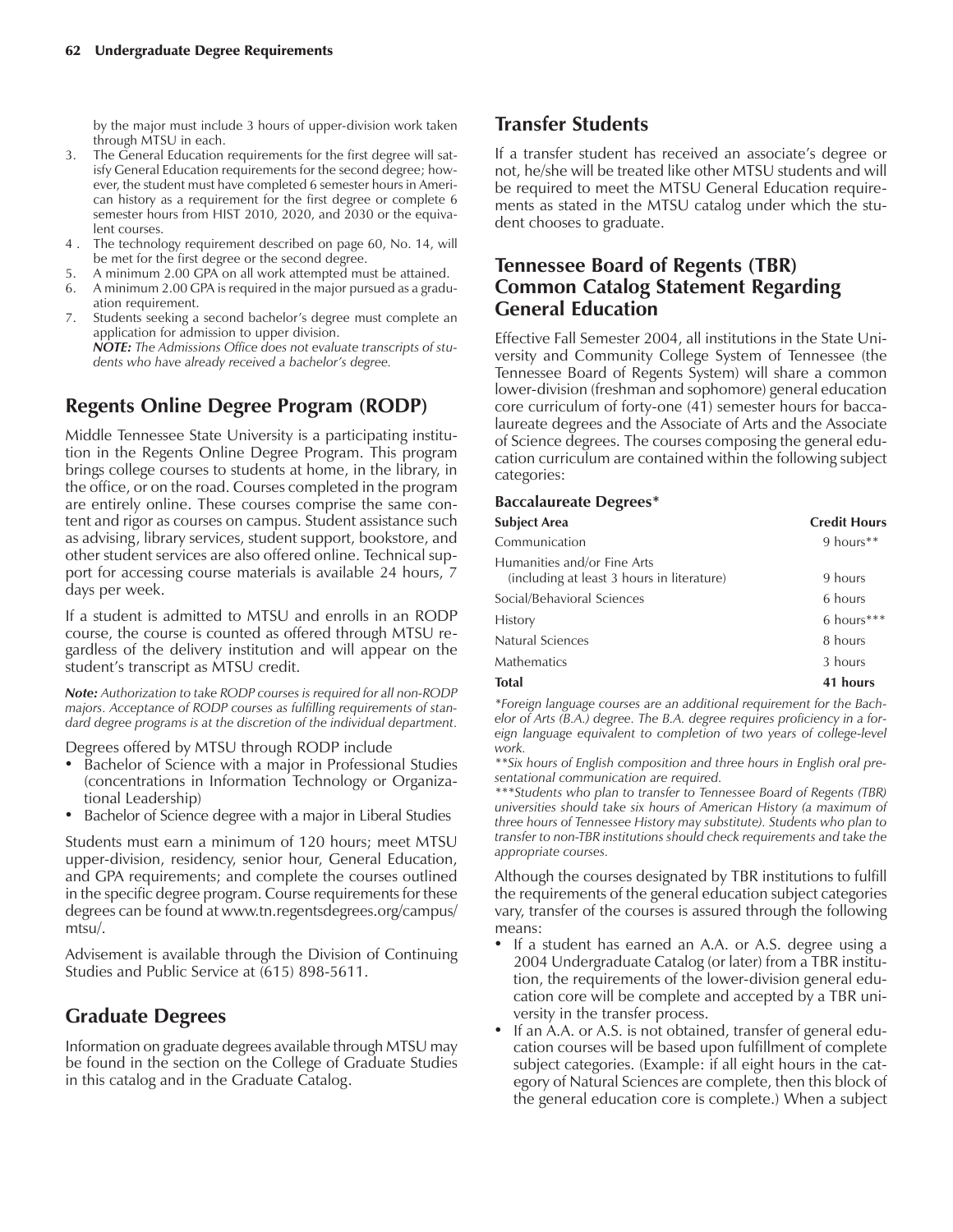by the major must include 3 hours of upper-division work taken through MTSU in each.

3. The General Education requirements for the first degree will satisfy General Education requirements for the second degree; however, the student must have completed 6 semester hours in American history as a requirement for the first degree or complete 6 semester hours from HIST 2010, 2020, and 2030 or the equivalent courses.
4. The technology requirement described on page 60, No. 14, will be met for the first degree or the second degree.
5. A minimum 2.00 GPA on all work attempted must be attained.
6. A minimum 2.00 GPA is required in the major pursued as a graduation requirement.
7. Students seeking a second bachelor's degree must complete an application for admission to upper division.
   ***NOTE:*** *The Admissions Office does not evaluate transcripts of students who have already received a bachelor's degree.*

## Regents Online Degree Program (RODP)

Middle Tennessee State University is a participating institution in the Regents Online Degree Program. This program brings college courses to students at home, in the library, in the office, or on the road. Courses completed in the program are entirely online. These courses comprise the same content and rigor as courses on campus. Student assistance such as advising, library services, student support, bookstore, and other student services are also offered online. Technical support for accessing course materials is available 24 hours, 7 days per week.

If a student is admitted to MTSU and enrolls in an RODP course, the course is counted as offered through MTSU regardless of the delivery institution and will appear on the student's transcript as MTSU credit.

***Note:*** *Authorization to take RODP courses is required for all non-RODP majors. Acceptance of RODP courses as fulfilling requirements of standard degree programs is at the discretion of the individual department.*

Degrees offered by MTSU through RODP include

- Bachelor of Science with a major in Professional Studies (concentrations in Information Technology or Organizational Leadership)
- Bachelor of Science degree with a major in Liberal Studies

Students must earn a minimum of 120 hours; meet MTSU upper-division, residency, senior hour, General Education, and GPA requirements; and complete the courses outlined in the specific degree program. Course requirements for these degrees can be found at www.tn.regentsdegrees.org/campus/mtsu/.

Advisement is available through the Division of Continuing Studies and Public Service at (615) 898-5611.

## Graduate Degrees

Information on graduate degrees available through MTSU may be found in the section on the College of Graduate Studies in this catalog and in the Graduate Catalog.

## Transfer Students

If a transfer student has received an associate's degree or not, he/she will be treated like other MTSU students and will be required to meet the MTSU General Education requirements as stated in the MTSU catalog under which the student chooses to graduate.

## Tennessee Board of Regents (TBR) Common Catalog Statement Regarding General Education

Effective Fall Semester 2004, all institutions in the State University and Community College System of Tennessee (the Tennessee Board of Regents System) will share a common lower-division (freshman and sophomore) general education core curriculum of forty-one (41) semester hours for baccalaureate degrees and the Associate of Arts and the Associate of Science degrees. The courses composing the general education curriculum are contained within the following subject categories:

**Baccalaureate Degrees***

| Subject Area | Credit Hours |
|---|---|
| Communication | 9 hours** |
| Humanities and/or Fine Arts (including at least 3 hours in literature) | 9 hours |
| Social/Behavioral Sciences | 6 hours |
| History | 6 hours*** |
| Natural Sciences | 8 hours |
| Mathematics | 3 hours |
| **Total** | **41 hours** |

*\*Foreign language courses are an additional requirement for the Bachelor of Arts (B.A.) degree. The B.A. degree requires proficiency in a foreign language equivalent to completion of two years of college-level work.*

*\*\*Six hours of English composition and three hours in English oral presentational communication are required.*

*\*\*\*Students who plan to transfer to Tennessee Board of Regents (TBR) universities should take six hours of American History (a maximum of three hours of Tennessee History may substitute). Students who plan to transfer to non-TBR institutions should check requirements and take the appropriate courses.*

Although the courses designated by TBR institutions to fulfill the requirements of the general education subject categories vary, transfer of the courses is assured through the following means:

- If a student has earned an A.A. or A.S. degree using a 2004 Undergraduate Catalog (or later) from a TBR institution, the requirements of the lower-division general education core will be complete and accepted by a TBR university in the transfer process.
- If an A.A. or A.S. is not obtained, transfer of general education courses will be based upon fulfillment of complete subject categories. (Example: if all eight hours in the category of Natural Sciences are complete, then this block of the general education core is complete.) When a subject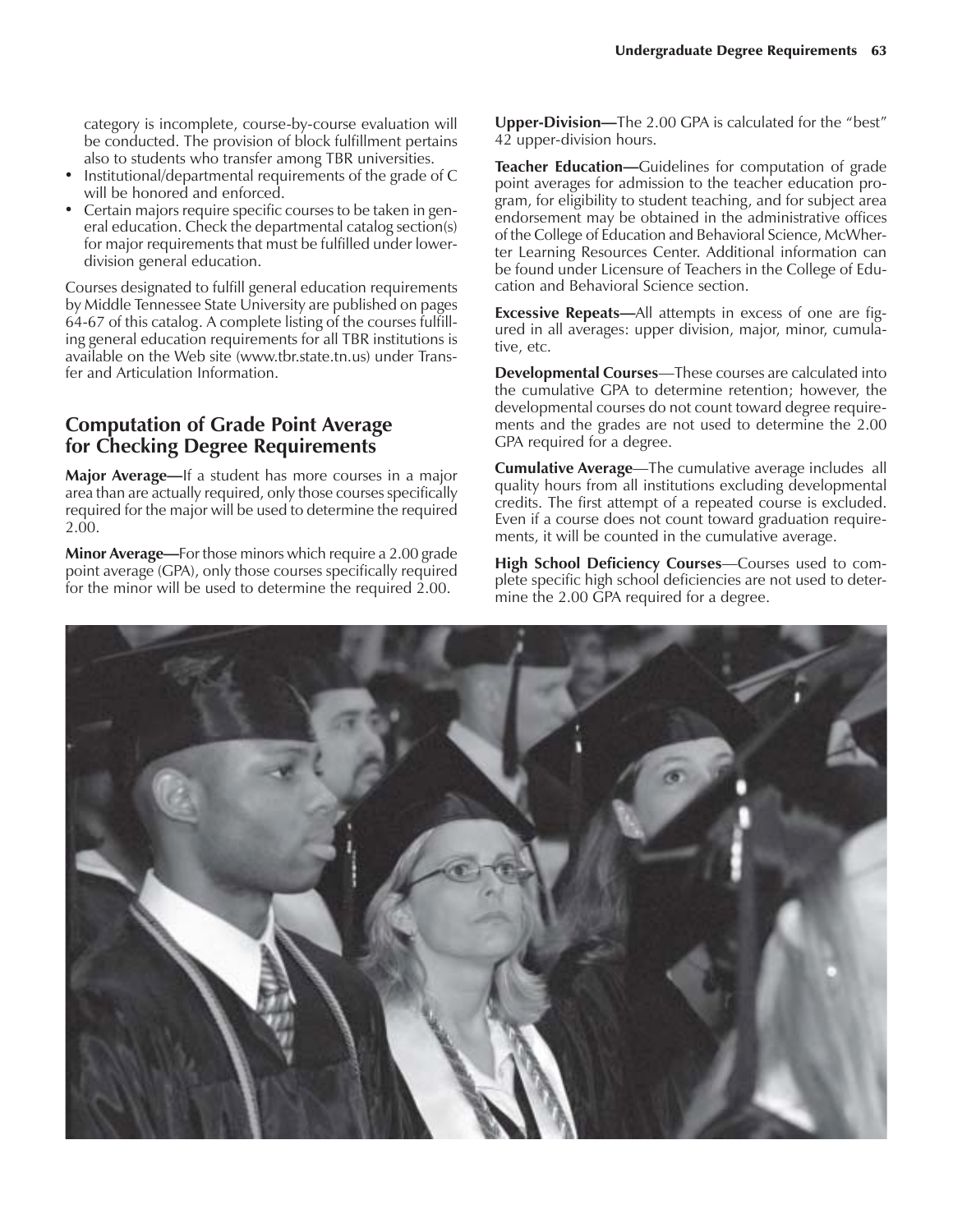category is incomplete, course-by-course evaluation will be conducted. The provision of block fulfillment pertains also to students who transfer among TBR universities.

- Institutional/departmental requirements of the grade of C will be honored and enforced.
- Certain majors require specific courses to be taken in general education. Check the departmental catalog section(s) for major requirements that must be fulfilled under lower-division general education.

Courses designated to fulfill general education requirements by Middle Tennessee State University are published on pages 64-67 of this catalog. A complete listing of the courses fulfilling general education requirements for all TBR institutions is available on the Web site (www.tbr.state.tn.us) under Transfer and Articulation Information.

## Computation of Grade Point Average for Checking Degree Requirements

**Major Average—**If a student has more courses in a major area than are actually required, only those courses specifically required for the major will be used to determine the required 2.00.

**Minor Average—**For those minors which require a 2.00 grade point average (GPA), only those courses specifically required for the minor will be used to determine the required 2.00.

**Upper-Division—**The 2.00 GPA is calculated for the "best" 42 upper-division hours.

**Teacher Education—**Guidelines for computation of grade point averages for admission to the teacher education program, for eligibility to student teaching, and for subject area endorsement may be obtained in the administrative offices of the College of Education and Behavioral Science, McWherter Learning Resources Center. Additional information can be found under Licensure of Teachers in the College of Education and Behavioral Science section.

**Excessive Repeats—**All attempts in excess of one are figured in all averages: upper division, major, minor, cumulative, etc.

**Developmental Courses**—These courses are calculated into the cumulative GPA to determine retention; however, the developmental courses do not count toward degree requirements and the grades are not used to determine the 2.00 GPA required for a degree.

**Cumulative Average**—The cumulative average includes all quality hours from all institutions excluding developmental credits. The first attempt of a repeated course is excluded. Even if a course does not count toward graduation requirements, it will be counted in the cumulative average.

**High School Deficiency Courses**—Courses used to complete specific high school deficiencies are not used to determine the 2.00 GPA required for a degree.